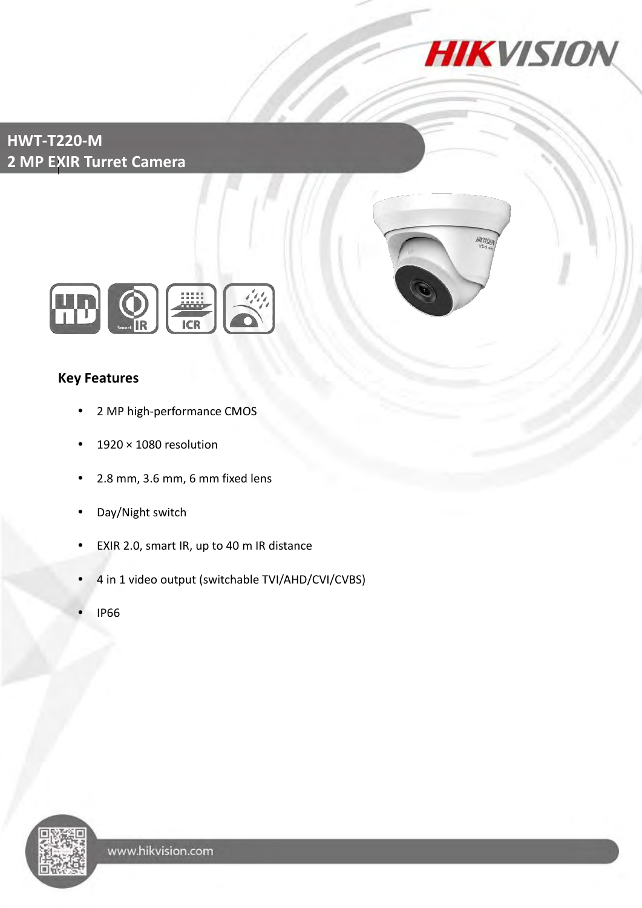# HWT-T220-M
## 2 MP EXIR Turret Camera

### Key Features

- 2 MP high-performance CMOS
- 1920 × 1080 resolution
- 2.8 mm, 3.6 mm, 6 mm fixed lens
- Day/Night switch
- EXIR 2.0, smart IR, up to 40 m IR distance
- 4 in 1 video output (switchable TVI/AHD/CVI/CVBS)
- IP66

www.hikvision.com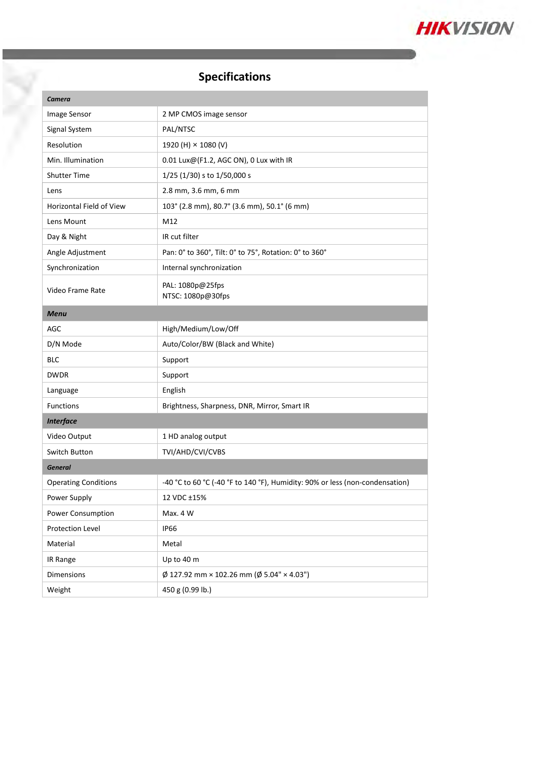## Specifications

| *Camera* | |
|---|---|
| Image Sensor | 2 MP CMOS image sensor |
| Signal System | PAL/NTSC |
| Resolution | 1920 (H) × 1080 (V) |
| Min. Illumination | 0.01 Lux@(F1.2, AGC ON), 0 Lux with IR |
| Shutter Time | 1/25 (1/30) s to 1/50,000 s |
| Lens | 2.8 mm, 3.6 mm, 6 mm |
| Horizontal Field of View | 103° (2.8 mm), 80.7° (3.6 mm), 50.1° (6 mm) |
| Lens Mount | M12 |
| Day & Night | IR cut filter |
| Angle Adjustment | Pan: 0° to 360°, Tilt: 0° to 75°, Rotation: 0° to 360° |
| Synchronization | Internal synchronization |
| Video Frame Rate | PAL: 1080p@25fps<br>NTSC: 1080p@30fps |
| ***Menu*** | |
| AGC | High/Medium/Low/Off |
| D/N Mode | Auto/Color/BW (Black and White) |
| BLC | Support |
| DWDR | Support |
| Language | English |
| Functions | Brightness, Sharpness, DNR, Mirror, Smart IR |
| ***Interface*** | |
| Video Output | 1 HD analog output |
| Switch Button | TVI/AHD/CVI/CVBS |
| ***General*** | |
| Operating Conditions | -40 °C to 60 °C (-40 °F to 140 °F), Humidity: 90% or less (non-condensation) |
| Power Supply | 12 VDC ±15% |
| Power Consumption | Max. 4 W |
| Protection Level | IP66 |
| Material | Metal |
| IR Range | Up to 40 m |
| Dimensions | Ø 127.92 mm × 102.26 mm (Ø 5.04" × 4.03") |
| Weight | 450 g (0.99 lb.) |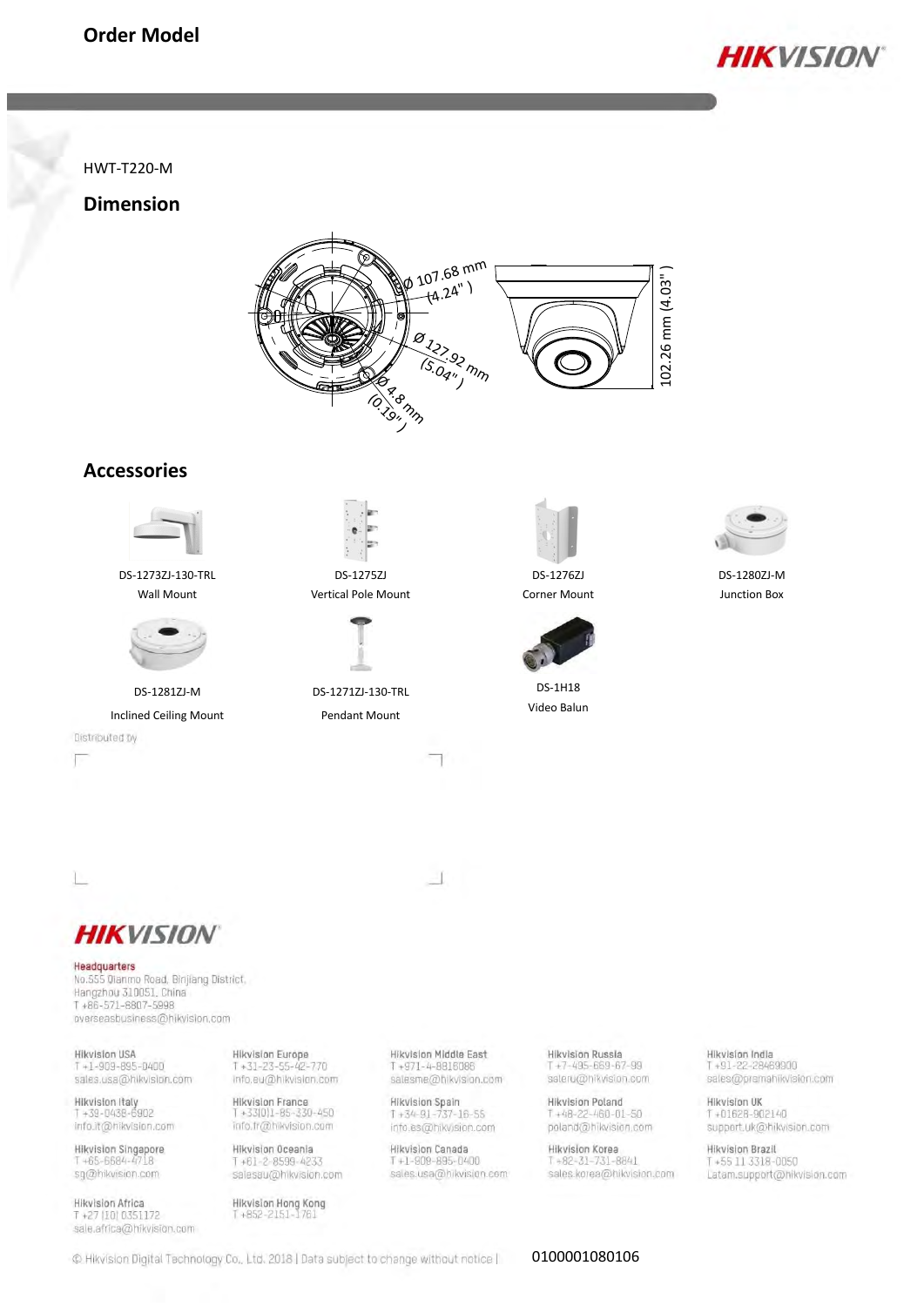## Order Model

HWT-T220-M

## Dimension

Ø 107.68 mm (4.24")

Ø 127.92 mm (5.04")

Ø 4.8 mm (0.19")

102.26 mm (4.03")

## Accessories

DS-1273ZJ-130-TRL
Wall Mount

DS-1275ZJ
Vertical Pole Mount

DS-1276ZJ
Corner Mount

DS-1280ZJ-M
Junction Box

DS-1281ZJ-M
Inclined Ceiling Mount

DS-1271ZJ-130-TRL
Pendant Mount

DS-1H18
Video Balun

Distributed by

**HIKVISION**

**Headquarters**
No.555 Qianmo Road, Binjiang District,
Hangzhou 310051, China
T +86-571-8807-5998
overseasbusiness@hikvision.com

**Hikvision USA**
T +1-909-895-0400
sales.usa@hikvision.com

**Hikvision Europe**
T +31-23-55-42-770
info.eu@hikvision.com

**Hikvision Middle East**
T +971-4-8816086
salesme@hikvision.com

**Hikvision Russia**
T +7-495-669-67-99
saleru@hikvision.com

**Hikvision India**
T +91-22-28469900
sales@pramahikvision.com

**Hikvision Italy**
T +39-0438-6902
info.it@hikvision.com

**Hikvision France**
T +33(0)1-85-330-450
info.fr@hikvision.com

**Hikvision Spain**
T +34-91-737-16-55
info.es@hikvision.com

**Hikvision Poland**
T +48-22-460-01-50
poland@hikvision.com

**Hikvision UK**
T +01628-902140
support.uk@hikvision.com

**Hikvision Singapore**
T +65-6684-4718
sg@hikvision.com

**Hikvision Oceania**
T +61-2-8599-4233
salesau@hikvision.com

**Hikvision Canada**
T +1-909-895-0400
sales.usa@hikvision.com

**Hikvision Korea**
T +82-31-731-8841
sales.korea@hikvision.com

**Hikvision Brazil**
T +55 11 3318-0050
Latam.support@hikvision.com

**Hikvision Africa**
T +27 (10) 0351172
sale.africa@hikvision.com

**Hikvision Hong Kong**
T +852-2151-1761

© Hikvision Digital Technology Co., Ltd. 2018 | Data subject to change without notice | 0100001080106